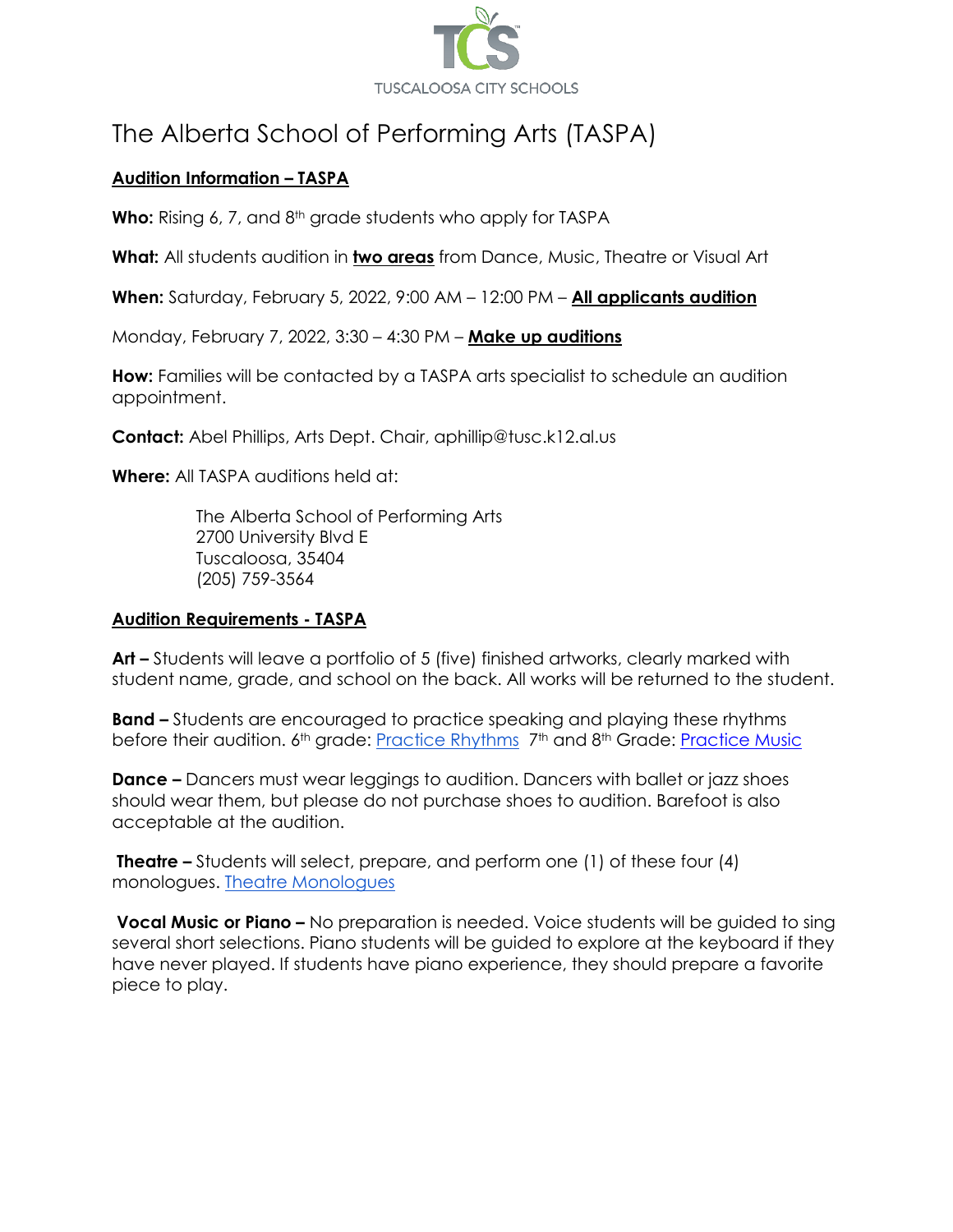TUSCALOOSA CITY SCHOOLS

# The Alberta School of Performing Arts (TASPA)

## Audition Information – TASPA

**Who:** Rising 6, 7, and 8th grade students who apply for TASPA

**What:** All students audition in **two areas** from Dance, Music, Theatre or Visual Art

**When:** Saturday, February 5, 2022, 9:00 AM – 12:00 PM – **All applicants audition**

Monday, February 7, 2022, 3:30 – 4:30 PM – **Make up auditions**

**How:** Families will be contacted by a TASPA arts specialist to schedule an audition appointment.

**Contact:** Abel Phillips, Arts Dept. Chair, aphillip@tusc.k12.al.us

**Where:** All TASPA auditions held at:

The Alberta School of Performing Arts
2700 University Blvd E
Tuscaloosa, 35404
(205) 759-3564

## Audition Requirements - TASPA

**Art –** Students will leave a portfolio of 5 (five) finished artworks, clearly marked with student name, grade, and school on the back. All works will be returned to the student.

**Band –** Students are encouraged to practice speaking and playing these rhythms before their audition. 6th grade: Practice Rhythms 7th and 8th Grade: Practice Music

**Dance –** Dancers must wear leggings to audition. Dancers with ballet or jazz shoes should wear them, but please do not purchase shoes to audition. Barefoot is also acceptable at the audition.

**Theatre –** Students will select, prepare, and perform one (1) of these four (4) monologues. Theatre Monologues

**Vocal Music or Piano –** No preparation is needed. Voice students will be guided to sing several short selections. Piano students will be guided to explore at the keyboard if they have never played. If students have piano experience, they should prepare a favorite piece to play.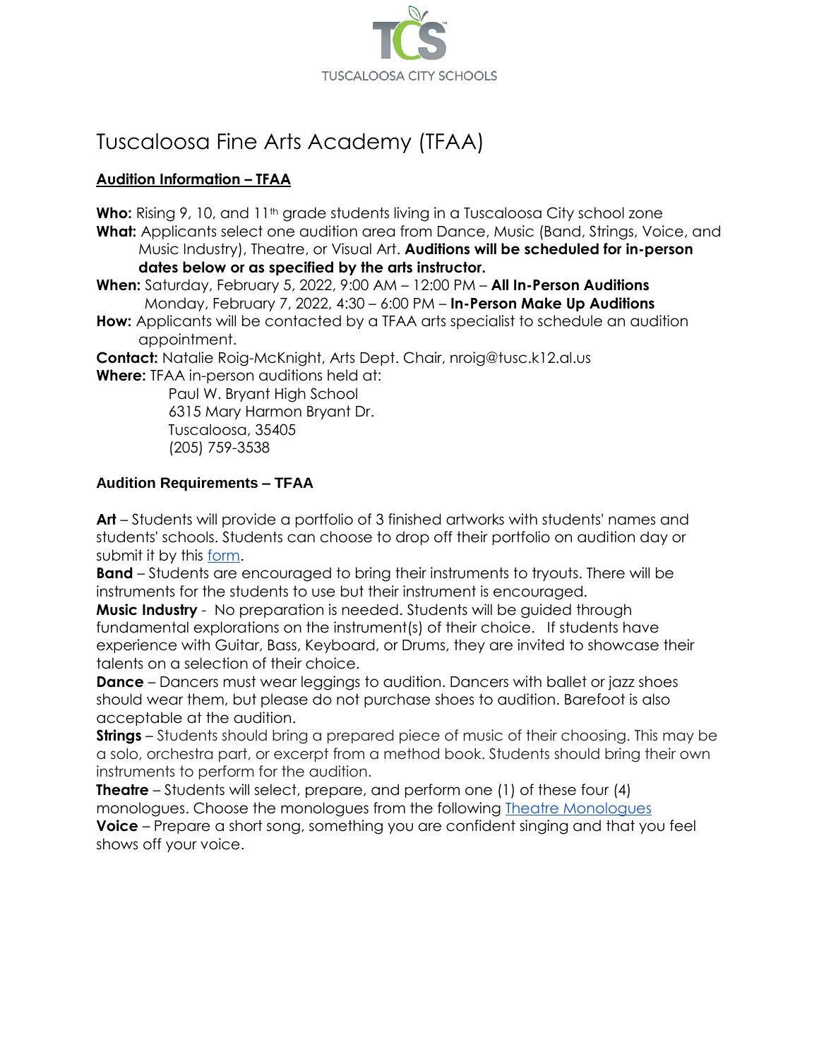TUSCALOOSA CITY SCHOOLS

# Tuscaloosa Fine Arts Academy (TFAA)

## Audition Information – TFAA

**Who:** Rising 9, 10, and 11th grade students living in a Tuscaloosa City school zone

**What:** Applicants select one audition area from Dance, Music (Band, Strings, Voice, and Music Industry), Theatre, or Visual Art. **Auditions will be scheduled for in-person dates below or as specified by the arts instructor.**

**When:** Saturday, February 5, 2022, 9:00 AM – 12:00 PM – **All In-Person Auditions**
Monday, February 7, 2022, 4:30 – 6:00 PM – **In-Person Make Up Auditions**

**How:** Applicants will be contacted by a TFAA arts specialist to schedule an audition appointment.

**Contact:** Natalie Roig-McKnight, Arts Dept. Chair, nroig@tusc.k12.al.us

**Where:** TFAA in-person auditions held at:

Paul W. Bryant High School
6315 Mary Harmon Bryant Dr.
Tuscaloosa, 35405
(205) 759-3538

## Audition Requirements – TFAA

**Art** – Students will provide a portfolio of 3 finished artworks with students' names and students' schools. Students can choose to drop off their portfolio on audition day or submit it by this form.

**Band** – Students are encouraged to bring their instruments to tryouts. There will be instruments for the students to use but their instrument is encouraged.

**Music Industry** - No preparation is needed. Students will be guided through fundamental explorations on the instrument(s) of their choice. If students have experience with Guitar, Bass, Keyboard, or Drums, they are invited to showcase their talents on a selection of their choice.

**Dance** – Dancers must wear leggings to audition. Dancers with ballet or jazz shoes should wear them, but please do not purchase shoes to audition. Barefoot is also acceptable at the audition.

**Strings** – Students should bring a prepared piece of music of their choosing. This may be a solo, orchestra part, or excerpt from a method book. Students should bring their own instruments to perform for the audition.

**Theatre** – Students will select, prepare, and perform one (1) of these four (4) monologues. Choose the monologues from the following Theatre Monologues

**Voice** – Prepare a short song, something you are confident singing and that you feel shows off your voice.